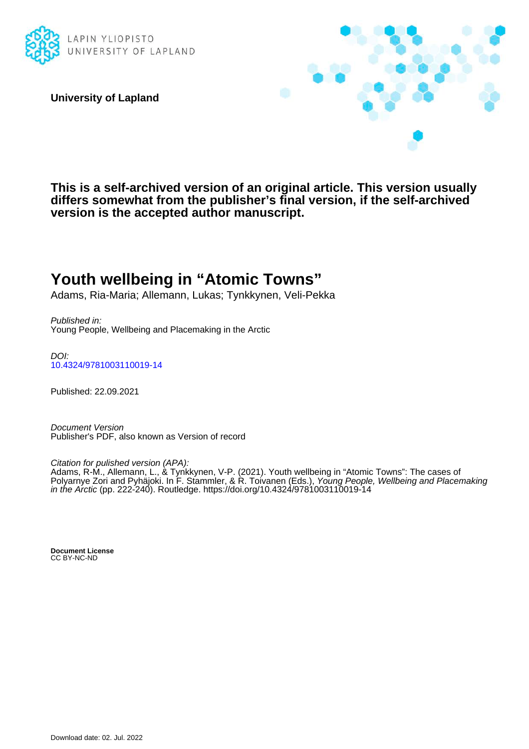LAPIN YLIOPISTO
UNIVERSITY OF LAPLAND

**University of Lapland**

**This is a self-archived version of an original article. This version usually differs somewhat from the publisher's final version, if the self-archived version is the accepted author manuscript.**

# Youth wellbeing in "Atomic Towns"

Adams, Ria-Maria; Allemann, Lukas; Tynkkynen, Veli-Pekka

*Published in:*
Young People, Wellbeing and Placemaking in the Arctic

*DOI:*
10.4324/9781003110019-14

Published: 22.09.2021

*Document Version*
Publisher's PDF, also known as Version of record

*Citation for pulished version (APA):*
Adams, R-M., Allemann, L., & Tynkkynen, V-P. (2021). Youth wellbeing in "Atomic Towns": The cases of Polyarnye Zori and Pyhäjoki. In F. Stammler, & R. Toivanen (Eds.), *Young People, Wellbeing and Placemaking in the Arctic* (pp. 222-240). Routledge. https://doi.org/10.4324/9781003110019-14

**Document License**
CC BY-NC-ND

Download date: 02. Jul. 2022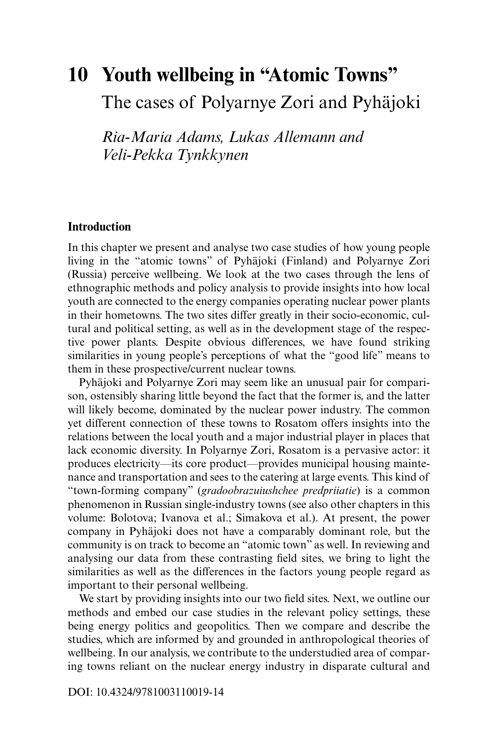# 10 Youth wellbeing in "Atomic Towns"

## The cases of Polyarnye Zori and Pyhäjoki

*Ria-Maria Adams, Lukas Allemann and Veli-Pekka Tynkkynen*

### Introduction

In this chapter we present and analyse two case studies of how young people living in the "atomic towns" of Pyhäjoki (Finland) and Polyarnye Zori (Russia) perceive wellbeing. We look at the two cases through the lens of ethnographic methods and policy analysis to provide insights into how local youth are connected to the energy companies operating nuclear power plants in their hometowns. The two sites differ greatly in their socio-economic, cultural and political setting, as well as in the development stage of the respective power plants. Despite obvious differences, we have found striking similarities in young people's perceptions of what the "good life" means to them in these prospective/current nuclear towns.

Pyhäjoki and Polyarnye Zori may seem like an unusual pair for comparison, ostensibly sharing little beyond the fact that the former is, and the latter will likely become, dominated by the nuclear power industry. The common yet different connection of these towns to Rosatom offers insights into the relations between the local youth and a major industrial player in places that lack economic diversity. In Polyarnye Zori, Rosatom is a pervasive actor: it produces electricity—its core product—provides municipal housing maintenance and transportation and sees to the catering at large events. This kind of "town-forming company" (*gradoobrazuiushchee predpriiatie*) is a common phenomenon in Russian single-industry towns (see also other chapters in this volume: Bolotova; Ivanova et al.; Simakova et al.). At present, the power company in Pyhäjoki does not have a comparably dominant role, but the community is on track to become an "atomic town" as well. In reviewing and analysing our data from these contrasting field sites, we bring to light the similarities as well as the differences in the factors young people regard as important to their personal wellbeing.

We start by providing insights into our two field sites. Next, we outline our methods and embed our case studies in the relevant policy settings, these being energy politics and geopolitics. Then we compare and describe the studies, which are informed by and grounded in anthropological theories of wellbeing. In our analysis, we contribute to the understudied area of comparing towns reliant on the nuclear energy industry in disparate cultural and

DOI: 10.4324/9781003110019-14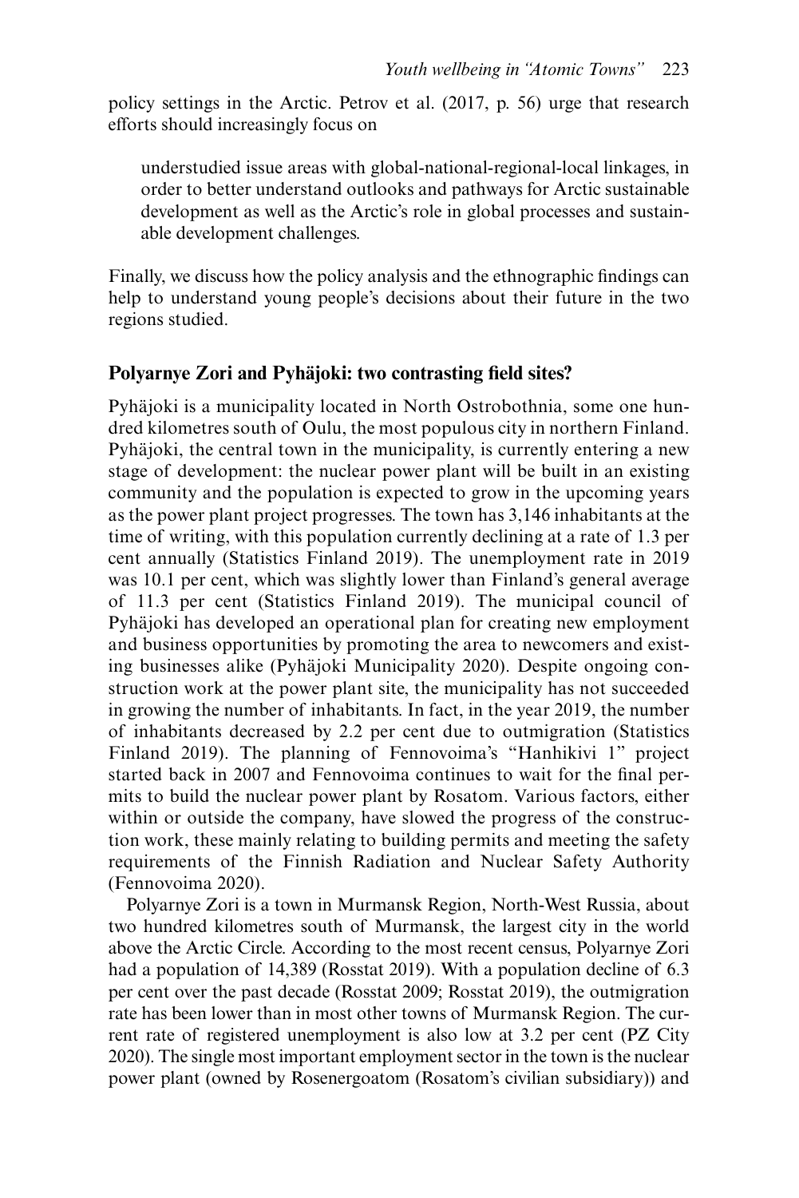policy settings in the Arctic. Petrov et al. (2017, p. 56) urge that research efforts should increasingly focus on

> understudied issue areas with global-national-regional-local linkages, in order to better understand outlooks and pathways for Arctic sustainable development as well as the Arctic's role in global processes and sustainable development challenges.

Finally, we discuss how the policy analysis and the ethnographic findings can help to understand young people's decisions about their future in the two regions studied.

## Polyarnye Zori and Pyhäjoki: two contrasting field sites?

Pyhäjoki is a municipality located in North Ostrobothnia, some one hundred kilometres south of Oulu, the most populous city in northern Finland. Pyhäjoki, the central town in the municipality, is currently entering a new stage of development: the nuclear power plant will be built in an existing community and the population is expected to grow in the upcoming years as the power plant project progresses. The town has 3,146 inhabitants at the time of writing, with this population currently declining at a rate of 1.3 per cent annually (Statistics Finland 2019). The unemployment rate in 2019 was 10.1 per cent, which was slightly lower than Finland's general average of 11.3 per cent (Statistics Finland 2019). The municipal council of Pyhäjoki has developed an operational plan for creating new employment and business opportunities by promoting the area to newcomers and existing businesses alike (Pyhäjoki Municipality 2020). Despite ongoing construction work at the power plant site, the municipality has not succeeded in growing the number of inhabitants. In fact, in the year 2019, the number of inhabitants decreased by 2.2 per cent due to outmigration (Statistics Finland 2019). The planning of Fennovoima's "Hanhikivi 1" project started back in 2007 and Fennovoima continues to wait for the final permits to build the nuclear power plant by Rosatom. Various factors, either within or outside the company, have slowed the progress of the construction work, these mainly relating to building permits and meeting the safety requirements of the Finnish Radiation and Nuclear Safety Authority (Fennovoima 2020).

Polyarnye Zori is a town in Murmansk Region, North-West Russia, about two hundred kilometres south of Murmansk, the largest city in the world above the Arctic Circle. According to the most recent census, Polyarnye Zori had a population of 14,389 (Rosstat 2019). With a population decline of 6.3 per cent over the past decade (Rosstat 2009; Rosstat 2019), the outmigration rate has been lower than in most other towns of Murmansk Region. The current rate of registered unemployment is also low at 3.2 per cent (PZ City 2020). The single most important employment sector in the town is the nuclear power plant (owned by Rosenergoatom (Rosatom's civilian subsidiary)) and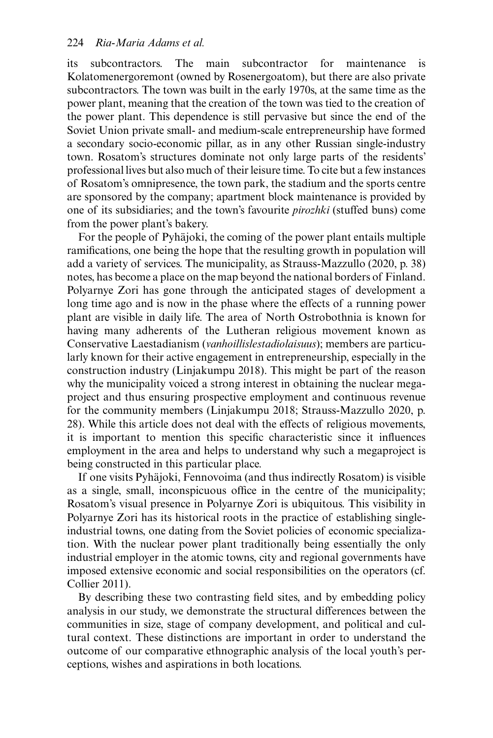its subcontractors. The main subcontractor for maintenance is Kolatomenergoremont (owned by Rosenergoatom), but there are also private subcontractors. The town was built in the early 1970s, at the same time as the power plant, meaning that the creation of the town was tied to the creation of the power plant. This dependence is still pervasive but since the end of the Soviet Union private small- and medium-scale entrepreneurship have formed a secondary socio-economic pillar, as in any other Russian single-industry town. Rosatom's structures dominate not only large parts of the residents' professional lives but also much of their leisure time. To cite but a few instances of Rosatom's omnipresence, the town park, the stadium and the sports centre are sponsored by the company; apartment block maintenance is provided by one of its subsidiaries; and the town's favourite *pirozhki* (stuffed buns) come from the power plant's bakery.

For the people of Pyhäjoki, the coming of the power plant entails multiple ramifications, one being the hope that the resulting growth in population will add a variety of services. The municipality, as Strauss-Mazzullo (2020, p. 38) notes, has become a place on the map beyond the national borders of Finland. Polyarnye Zori has gone through the anticipated stages of development a long time ago and is now in the phase where the effects of a running power plant are visible in daily life. The area of North Ostrobothnia is known for having many adherents of the Lutheran religious movement known as Conservative Laestadianism (*vanhoillislestadiolaisuus*); members are particularly known for their active engagement in entrepreneurship, especially in the construction industry (Linjakumpu 2018). This might be part of the reason why the municipality voiced a strong interest in obtaining the nuclear megaproject and thus ensuring prospective employment and continuous revenue for the community members (Linjakumpu 2018; Strauss-Mazzullo 2020, p. 28). While this article does not deal with the effects of religious movements, it is important to mention this specific characteristic since it influences employment in the area and helps to understand why such a megaproject is being constructed in this particular place.

If one visits Pyhäjoki, Fennovoima (and thus indirectly Rosatom) is visible as a single, small, inconspicuous office in the centre of the municipality; Rosatom's visual presence in Polyarnye Zori is ubiquitous. This visibility in Polyarnye Zori has its historical roots in the practice of establishing single-industrial towns, one dating from the Soviet policies of economic specialization. With the nuclear power plant traditionally being essentially the only industrial employer in the atomic towns, city and regional governments have imposed extensive economic and social responsibilities on the operators (cf. Collier 2011).

By describing these two contrasting field sites, and by embedding policy analysis in our study, we demonstrate the structural differences between the communities in size, stage of company development, and political and cultural context. These distinctions are important in order to understand the outcome of our comparative ethnographic analysis of the local youth's perceptions, wishes and aspirations in both locations.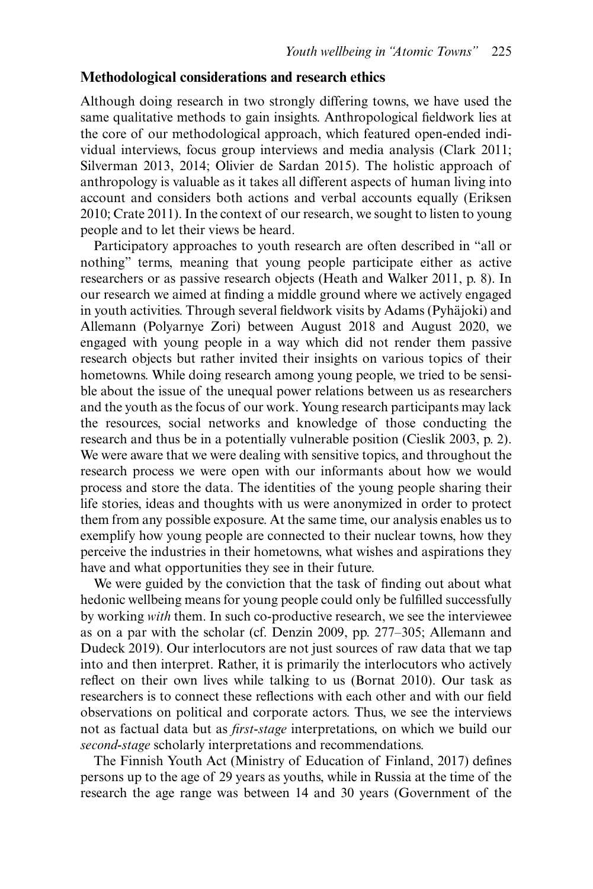## Methodological considerations and research ethics

Although doing research in two strongly differing towns, we have used the same qualitative methods to gain insights. Anthropological fieldwork lies at the core of our methodological approach, which featured open-ended individual interviews, focus group interviews and media analysis (Clark 2011; Silverman 2013, 2014; Olivier de Sardan 2015). The holistic approach of anthropology is valuable as it takes all different aspects of human living into account and considers both actions and verbal accounts equally (Eriksen 2010; Crate 2011). In the context of our research, we sought to listen to young people and to let their views be heard.

Participatory approaches to youth research are often described in "all or nothing" terms, meaning that young people participate either as active researchers or as passive research objects (Heath and Walker 2011, p. 8). In our research we aimed at finding a middle ground where we actively engaged in youth activities. Through several fieldwork visits by Adams (Pyhäjoki) and Allemann (Polyarnye Zori) between August 2018 and August 2020, we engaged with young people in a way which did not render them passive research objects but rather invited their insights on various topics of their hometowns. While doing research among young people, we tried to be sensible about the issue of the unequal power relations between us as researchers and the youth as the focus of our work. Young research participants may lack the resources, social networks and knowledge of those conducting the research and thus be in a potentially vulnerable position (Cieslik 2003, p. 2). We were aware that we were dealing with sensitive topics, and throughout the research process we were open with our informants about how we would process and store the data. The identities of the young people sharing their life stories, ideas and thoughts with us were anonymized in order to protect them from any possible exposure. At the same time, our analysis enables us to exemplify how young people are connected to their nuclear towns, how they perceive the industries in their hometowns, what wishes and aspirations they have and what opportunities they see in their future.

We were guided by the conviction that the task of finding out about what hedonic wellbeing means for young people could only be fulfilled successfully by working *with* them. In such co-productive research, we see the interviewee as on a par with the scholar (cf. Denzin 2009, pp. 277–305; Allemann and Dudeck 2019). Our interlocutors are not just sources of raw data that we tap into and then interpret. Rather, it is primarily the interlocutors who actively reflect on their own lives while talking to us (Bornat 2010). Our task as researchers is to connect these reflections with each other and with our field observations on political and corporate actors. Thus, we see the interviews not as factual data but as *first-stage* interpretations, on which we build our *second-stage* scholarly interpretations and recommendations.

The Finnish Youth Act (Ministry of Education of Finland, 2017) defines persons up to the age of 29 years as youths, while in Russia at the time of the research the age range was between 14 and 30 years (Government of the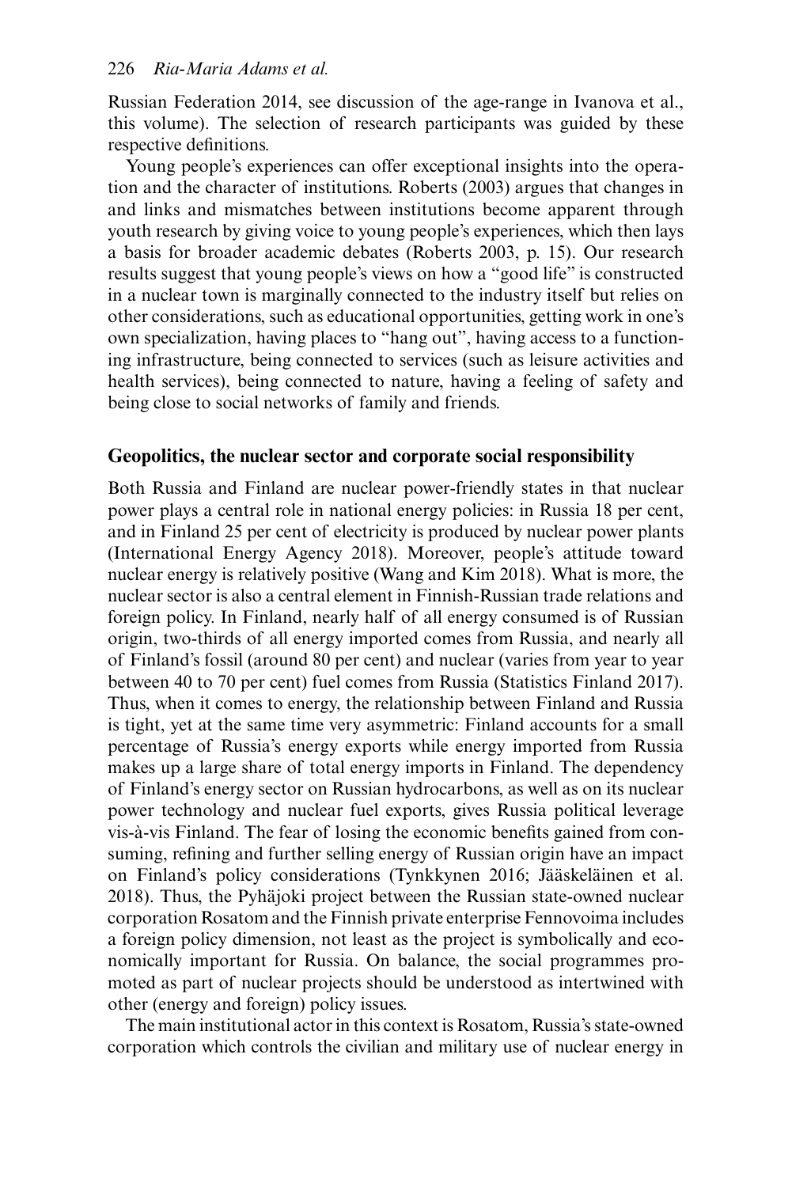Russian Federation 2014, see discussion of the age-range in Ivanova et al., this volume). The selection of research participants was guided by these respective definitions.

Young people's experiences can offer exceptional insights into the operation and the character of institutions. Roberts (2003) argues that changes in and links and mismatches between institutions become apparent through youth research by giving voice to young people's experiences, which then lays a basis for broader academic debates (Roberts 2003, p. 15). Our research results suggest that young people's views on how a "good life" is constructed in a nuclear town is marginally connected to the industry itself but relies on other considerations, such as educational opportunities, getting work in one's own specialization, having places to "hang out", having access to a functioning infrastructure, being connected to services (such as leisure activities and health services), being connected to nature, having a feeling of safety and being close to social networks of family and friends.

## Geopolitics, the nuclear sector and corporate social responsibility

Both Russia and Finland are nuclear power-friendly states in that nuclear power plays a central role in national energy policies: in Russia 18 per cent, and in Finland 25 per cent of electricity is produced by nuclear power plants (International Energy Agency 2018). Moreover, people's attitude toward nuclear energy is relatively positive (Wang and Kim 2018). What is more, the nuclear sector is also a central element in Finnish-Russian trade relations and foreign policy. In Finland, nearly half of all energy consumed is of Russian origin, two-thirds of all energy imported comes from Russia, and nearly all of Finland's fossil (around 80 per cent) and nuclear (varies from year to year between 40 to 70 per cent) fuel comes from Russia (Statistics Finland 2017). Thus, when it comes to energy, the relationship between Finland and Russia is tight, yet at the same time very asymmetric: Finland accounts for a small percentage of Russia's energy exports while energy imported from Russia makes up a large share of total energy imports in Finland. The dependency of Finland's energy sector on Russian hydrocarbons, as well as on its nuclear power technology and nuclear fuel exports, gives Russia political leverage vis-à-vis Finland. The fear of losing the economic benefits gained from consuming, refining and further selling energy of Russian origin have an impact on Finland's policy considerations (Tynkkynen 2016; Jääskeläinen et al. 2018). Thus, the Pyhäjoki project between the Russian state-owned nuclear corporation Rosatom and the Finnish private enterprise Fennovoima includes a foreign policy dimension, not least as the project is symbolically and economically important for Russia. On balance, the social programmes promoted as part of nuclear projects should be understood as intertwined with other (energy and foreign) policy issues.

The main institutional actor in this context is Rosatom, Russia's state-owned corporation which controls the civilian and military use of nuclear energy in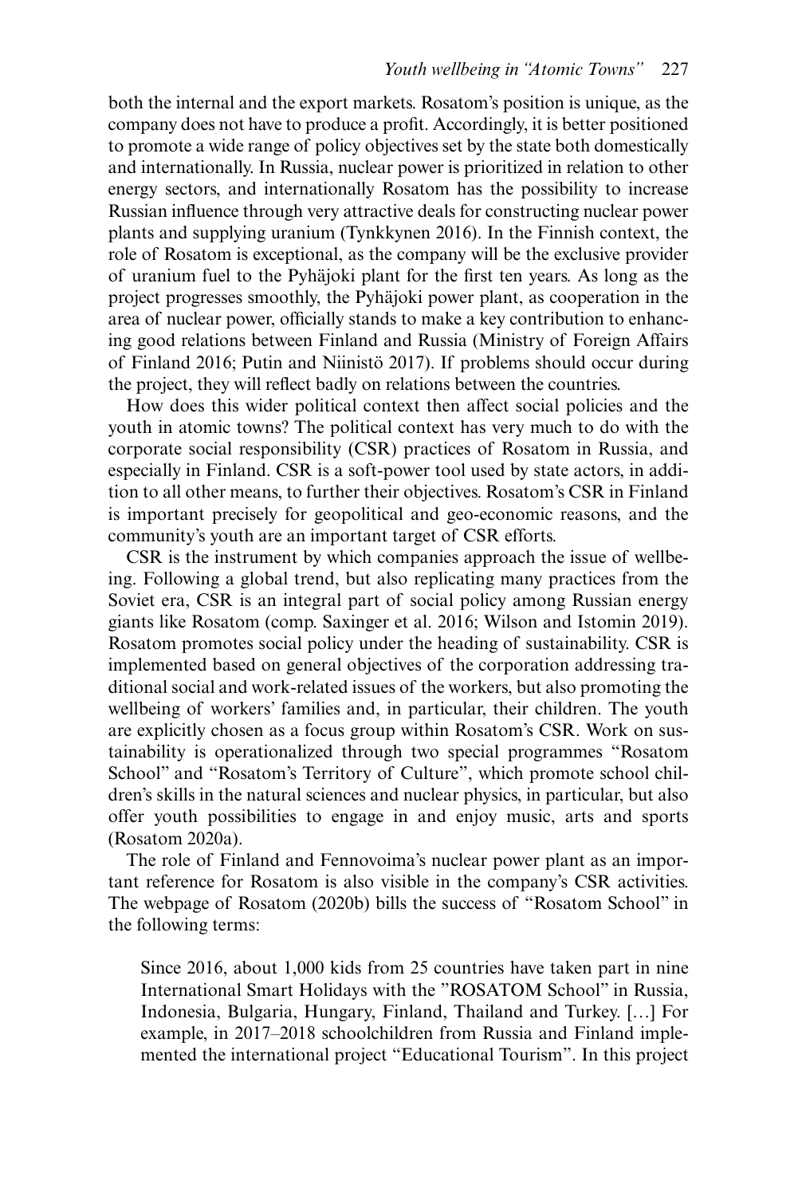both the internal and the export markets. Rosatom's position is unique, as the company does not have to produce a profit. Accordingly, it is better positioned to promote a wide range of policy objectives set by the state both domestically and internationally. In Russia, nuclear power is prioritized in relation to other energy sectors, and internationally Rosatom has the possibility to increase Russian influence through very attractive deals for constructing nuclear power plants and supplying uranium (Tynkkynen 2016). In the Finnish context, the role of Rosatom is exceptional, as the company will be the exclusive provider of uranium fuel to the Pyhäjoki plant for the first ten years. As long as the project progresses smoothly, the Pyhäjoki power plant, as cooperation in the area of nuclear power, officially stands to make a key contribution to enhancing good relations between Finland and Russia (Ministry of Foreign Affairs of Finland 2016; Putin and Niinistö 2017). If problems should occur during the project, they will reflect badly on relations between the countries.

How does this wider political context then affect social policies and the youth in atomic towns? The political context has very much to do with the corporate social responsibility (CSR) practices of Rosatom in Russia, and especially in Finland. CSR is a soft-power tool used by state actors, in addition to all other means, to further their objectives. Rosatom's CSR in Finland is important precisely for geopolitical and geo-economic reasons, and the community's youth are an important target of CSR efforts.

CSR is the instrument by which companies approach the issue of wellbeing. Following a global trend, but also replicating many practices from the Soviet era, CSR is an integral part of social policy among Russian energy giants like Rosatom (comp. Saxinger et al. 2016; Wilson and Istomin 2019). Rosatom promotes social policy under the heading of sustainability. CSR is implemented based on general objectives of the corporation addressing traditional social and work-related issues of the workers, but also promoting the wellbeing of workers' families and, in particular, their children. The youth are explicitly chosen as a focus group within Rosatom's CSR. Work on sustainability is operationalized through two special programmes "Rosatom School" and "Rosatom's Territory of Culture", which promote school children's skills in the natural sciences and nuclear physics, in particular, but also offer youth possibilities to engage in and enjoy music, arts and sports (Rosatom 2020a).

The role of Finland and Fennovoima's nuclear power plant as an important reference for Rosatom is also visible in the company's CSR activities. The webpage of Rosatom (2020b) bills the success of "Rosatom School" in the following terms:

> Since 2016, about 1,000 kids from 25 countries have taken part in nine International Smart Holidays with the "ROSATOM School" in Russia, Indonesia, Bulgaria, Hungary, Finland, Thailand and Turkey. […] For example, in 2017–2018 schoolchildren from Russia and Finland implemented the international project "Educational Tourism". In this project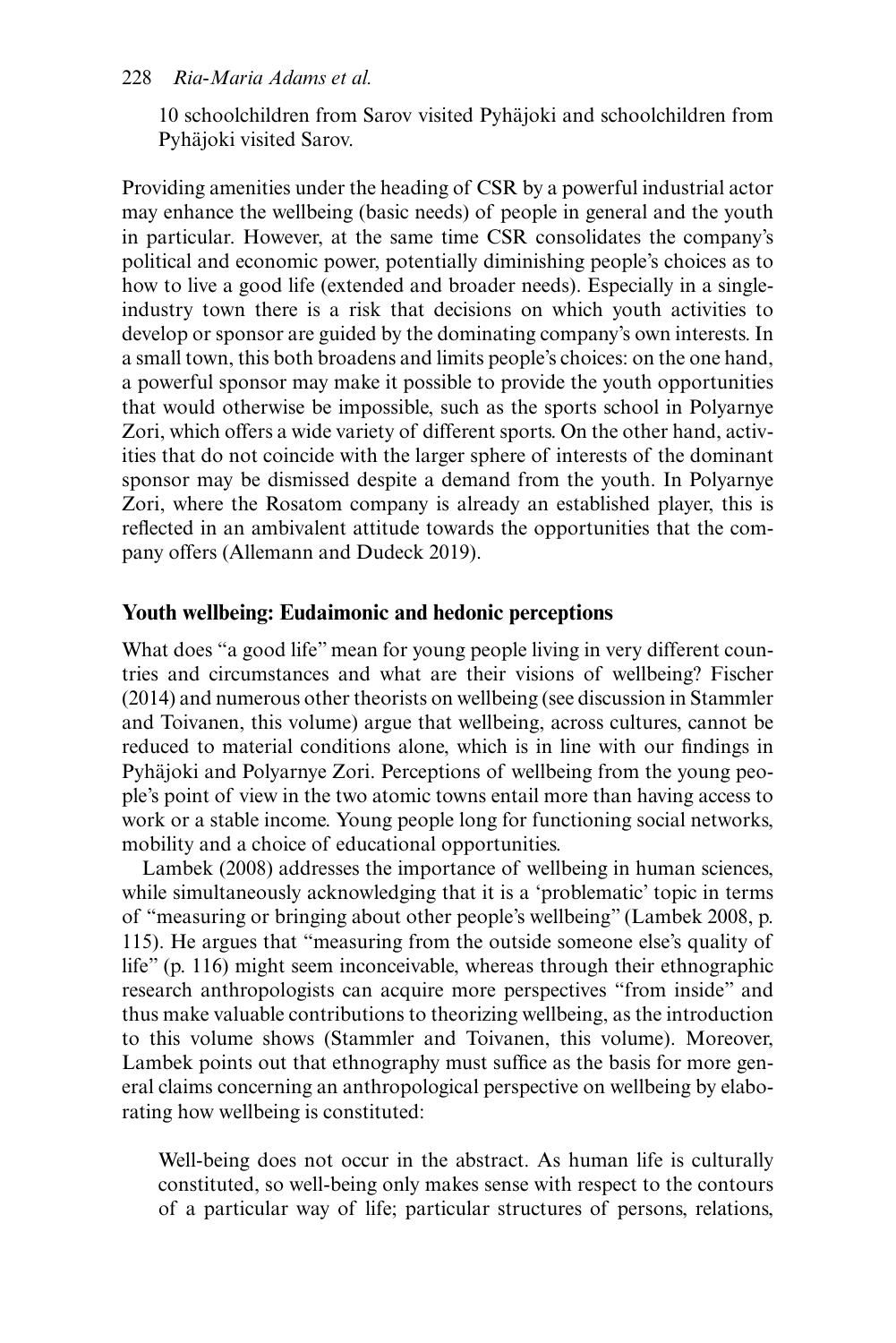10 schoolchildren from Sarov visited Pyhäjoki and schoolchildren from Pyhäjoki visited Sarov.

Providing amenities under the heading of CSR by a powerful industrial actor may enhance the wellbeing (basic needs) of people in general and the youth in particular. However, at the same time CSR consolidates the company's political and economic power, potentially diminishing people's choices as to how to live a good life (extended and broader needs). Especially in a single-industry town there is a risk that decisions on which youth activities to develop or sponsor are guided by the dominating company's own interests. In a small town, this both broadens and limits people's choices: on the one hand, a powerful sponsor may make it possible to provide the youth opportunities that would otherwise be impossible, such as the sports school in Polyarnye Zori, which offers a wide variety of different sports. On the other hand, activities that do not coincide with the larger sphere of interests of the dominant sponsor may be dismissed despite a demand from the youth. In Polyarnye Zori, where the Rosatom company is already an established player, this is reflected in an ambivalent attitude towards the opportunities that the company offers (Allemann and Dudeck 2019).

## Youth wellbeing: Eudaimonic and hedonic perceptions

What does "a good life" mean for young people living in very different countries and circumstances and what are their visions of wellbeing? Fischer (2014) and numerous other theorists on wellbeing (see discussion in Stammler and Toivanen, this volume) argue that wellbeing, across cultures, cannot be reduced to material conditions alone, which is in line with our findings in Pyhäjoki and Polyarnye Zori. Perceptions of wellbeing from the young people's point of view in the two atomic towns entail more than having access to work or a stable income. Young people long for functioning social networks, mobility and a choice of educational opportunities.

Lambek (2008) addresses the importance of wellbeing in human sciences, while simultaneously acknowledging that it is a 'problematic' topic in terms of "measuring or bringing about other people's wellbeing" (Lambek 2008, p. 115). He argues that "measuring from the outside someone else's quality of life" (p. 116) might seem inconceivable, whereas through their ethnographic research anthropologists can acquire more perspectives "from inside" and thus make valuable contributions to theorizing wellbeing, as the introduction to this volume shows (Stammler and Toivanen, this volume). Moreover, Lambek points out that ethnography must suffice as the basis for more general claims concerning an anthropological perspective on wellbeing by elaborating how wellbeing is constituted:

> Well-being does not occur in the abstract. As human life is culturally constituted, so well-being only makes sense with respect to the contours of a particular way of life; particular structures of persons, relations,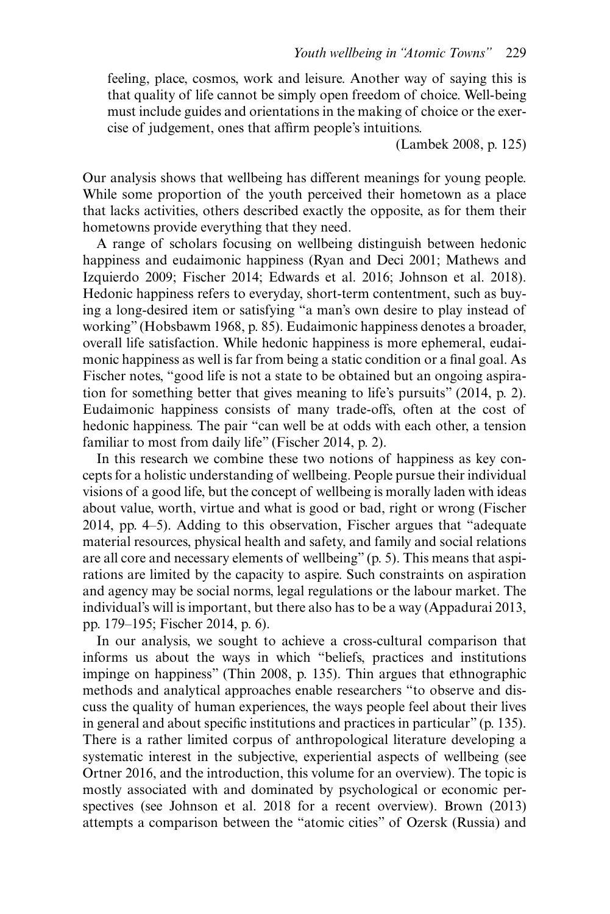> feeling, place, cosmos, work and leisure. Another way of saying this is that quality of life cannot be simply open freedom of choice. Well-being must include guides and orientations in the making of choice or the exercise of judgement, ones that affirm people's intuitions.
>
> (Lambek 2008, p. 125)

Our analysis shows that wellbeing has different meanings for young people. While some proportion of the youth perceived their hometown as a place that lacks activities, others described exactly the opposite, as for them their hometowns provide everything that they need.

A range of scholars focusing on wellbeing distinguish between hedonic happiness and eudaimonic happiness (Ryan and Deci 2001; Mathews and Izquierdo 2009; Fischer 2014; Edwards et al. 2016; Johnson et al. 2018). Hedonic happiness refers to everyday, short-term contentment, such as buying a long-desired item or satisfying "a man's own desire to play instead of working" (Hobsbawm 1968, p. 85). Eudaimonic happiness denotes a broader, overall life satisfaction. While hedonic happiness is more ephemeral, eudaimonic happiness as well is far from being a static condition or a final goal. As Fischer notes, "good life is not a state to be obtained but an ongoing aspiration for something better that gives meaning to life's pursuits" (2014, p. 2). Eudaimonic happiness consists of many trade-offs, often at the cost of hedonic happiness. The pair "can well be at odds with each other, a tension familiar to most from daily life" (Fischer 2014, p. 2).

In this research we combine these two notions of happiness as key concepts for a holistic understanding of wellbeing. People pursue their individual visions of a good life, but the concept of wellbeing is morally laden with ideas about value, worth, virtue and what is good or bad, right or wrong (Fischer 2014, pp. 4–5). Adding to this observation, Fischer argues that "adequate material resources, physical health and safety, and family and social relations are all core and necessary elements of wellbeing" (p. 5). This means that aspirations are limited by the capacity to aspire. Such constraints on aspiration and agency may be social norms, legal regulations or the labour market. The individual's will is important, but there also has to be a way (Appadurai 2013, pp. 179–195; Fischer 2014, p. 6).

In our analysis, we sought to achieve a cross-cultural comparison that informs us about the ways in which "beliefs, practices and institutions impinge on happiness" (Thin 2008, p. 135). Thin argues that ethnographic methods and analytical approaches enable researchers "to observe and discuss the quality of human experiences, the ways people feel about their lives in general and about specific institutions and practices in particular" (p. 135). There is a rather limited corpus of anthropological literature developing a systematic interest in the subjective, experiential aspects of wellbeing (see Ortner 2016, and the introduction, this volume for an overview). The topic is mostly associated with and dominated by psychological or economic perspectives (see Johnson et al. 2018 for a recent overview). Brown (2013) attempts a comparison between the "atomic cities" of Ozersk (Russia) and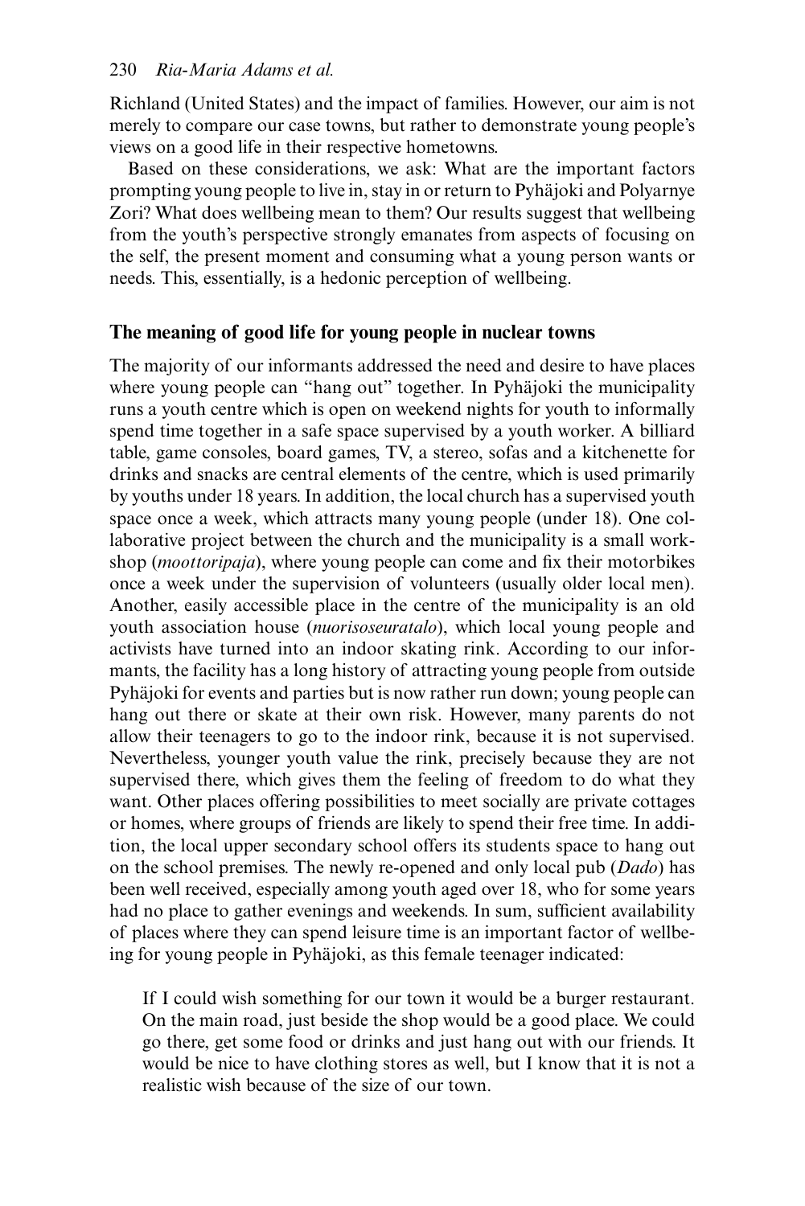Richland (United States) and the impact of families. However, our aim is not merely to compare our case towns, but rather to demonstrate young people's views on a good life in their respective hometowns.

Based on these considerations, we ask: What are the important factors prompting young people to live in, stay in or return to Pyhäjoki and Polyarnye Zori? What does wellbeing mean to them? Our results suggest that wellbeing from the youth's perspective strongly emanates from aspects of focusing on the self, the present moment and consuming what a young person wants or needs. This, essentially, is a hedonic perception of wellbeing.

## The meaning of good life for young people in nuclear towns

The majority of our informants addressed the need and desire to have places where young people can "hang out" together. In Pyhäjoki the municipality runs a youth centre which is open on weekend nights for youth to informally spend time together in a safe space supervised by a youth worker. A billiard table, game consoles, board games, TV, a stereo, sofas and a kitchenette for drinks and snacks are central elements of the centre, which is used primarily by youths under 18 years. In addition, the local church has a supervised youth space once a week, which attracts many young people (under 18). One collaborative project between the church and the municipality is a small workshop (*moottoripaja*), where young people can come and fix their motorbikes once a week under the supervision of volunteers (usually older local men). Another, easily accessible place in the centre of the municipality is an old youth association house (*nuorisoseuratalo*), which local young people and activists have turned into an indoor skating rink. According to our informants, the facility has a long history of attracting young people from outside Pyhäjoki for events and parties but is now rather run down; young people can hang out there or skate at their own risk. However, many parents do not allow their teenagers to go to the indoor rink, because it is not supervised. Nevertheless, younger youth value the rink, precisely because they are not supervised there, which gives them the feeling of freedom to do what they want. Other places offering possibilities to meet socially are private cottages or homes, where groups of friends are likely to spend their free time. In addition, the local upper secondary school offers its students space to hang out on the school premises. The newly re-opened and only local pub (*Dado*) has been well received, especially among youth aged over 18, who for some years had no place to gather evenings and weekends. In sum, sufficient availability of places where they can spend leisure time is an important factor of wellbeing for young people in Pyhäjoki, as this female teenager indicated:

> If I could wish something for our town it would be a burger restaurant. On the main road, just beside the shop would be a good place. We could go there, get some food or drinks and just hang out with our friends. It would be nice to have clothing stores as well, but I know that it is not a realistic wish because of the size of our town.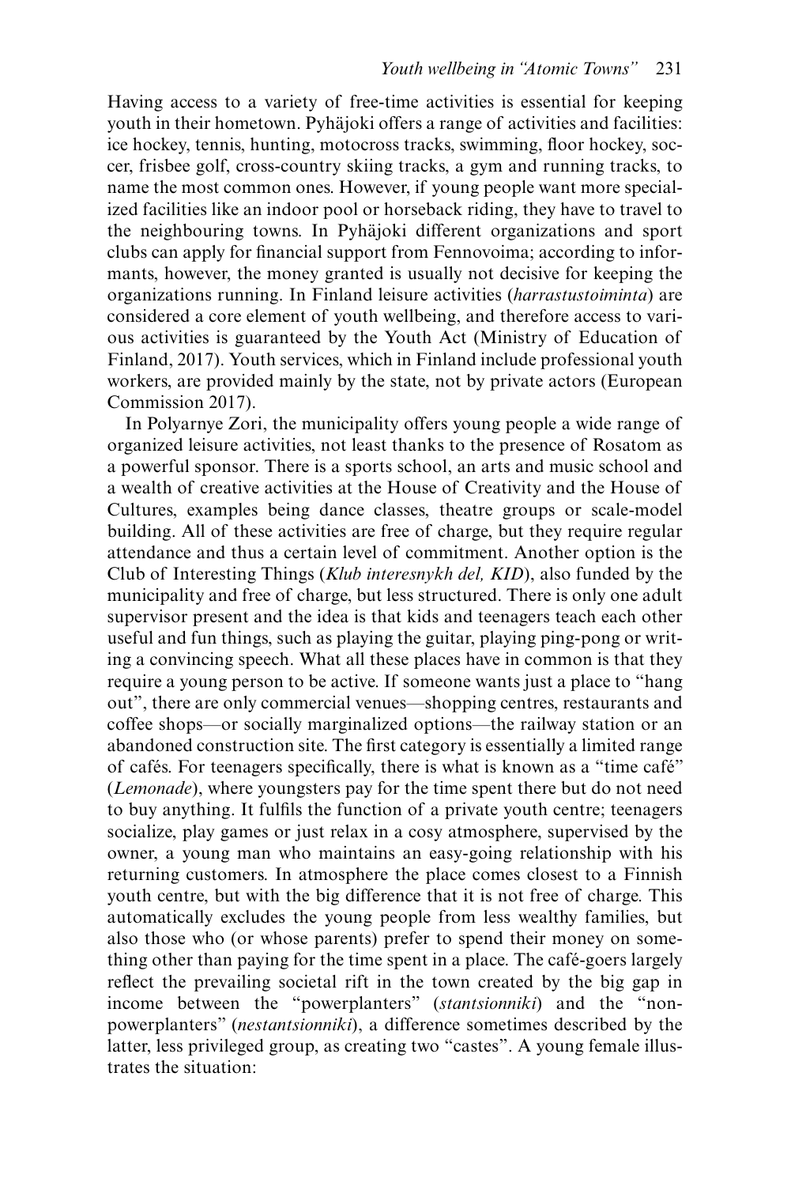Having access to a variety of free-time activities is essential for keeping youth in their hometown. Pyhäjoki offers a range of activities and facilities: ice hockey, tennis, hunting, motocross tracks, swimming, floor hockey, soccer, frisbee golf, cross-country skiing tracks, a gym and running tracks, to name the most common ones. However, if young people want more specialized facilities like an indoor pool or horseback riding, they have to travel to the neighbouring towns. In Pyhäjoki different organizations and sport clubs can apply for financial support from Fennovoima; according to informants, however, the money granted is usually not decisive for keeping the organizations running. In Finland leisure activities (*harrastustoiminta*) are considered a core element of youth wellbeing, and therefore access to various activities is guaranteed by the Youth Act (Ministry of Education of Finland, 2017). Youth services, which in Finland include professional youth workers, are provided mainly by the state, not by private actors (European Commission 2017).

In Polyarnye Zori, the municipality offers young people a wide range of organized leisure activities, not least thanks to the presence of Rosatom as a powerful sponsor. There is a sports school, an arts and music school and a wealth of creative activities at the House of Creativity and the House of Cultures, examples being dance classes, theatre groups or scale-model building. All of these activities are free of charge, but they require regular attendance and thus a certain level of commitment. Another option is the Club of Interesting Things (*Klub interesnykh del, KID*), also funded by the municipality and free of charge, but less structured. There is only one adult supervisor present and the idea is that kids and teenagers teach each other useful and fun things, such as playing the guitar, playing ping-pong or writing a convincing speech. What all these places have in common is that they require a young person to be active. If someone wants just a place to "hang out", there are only commercial venues—shopping centres, restaurants and coffee shops—or socially marginalized options—the railway station or an abandoned construction site. The first category is essentially a limited range of cafés. For teenagers specifically, there is what is known as a "time café" (*Lemonade*), where youngsters pay for the time spent there but do not need to buy anything. It fulfils the function of a private youth centre; teenagers socialize, play games or just relax in a cosy atmosphere, supervised by the owner, a young man who maintains an easy-going relationship with his returning customers. In atmosphere the place comes closest to a Finnish youth centre, but with the big difference that it is not free of charge. This automatically excludes the young people from less wealthy families, but also those who (or whose parents) prefer to spend their money on something other than paying for the time spent in a place. The café-goers largely reflect the prevailing societal rift in the town created by the big gap in income between the "powerplanters" (*stantsionniki*) and the "non-powerplanters" (*nestantsionniki*), a difference sometimes described by the latter, less privileged group, as creating two "castes". A young female illustrates the situation: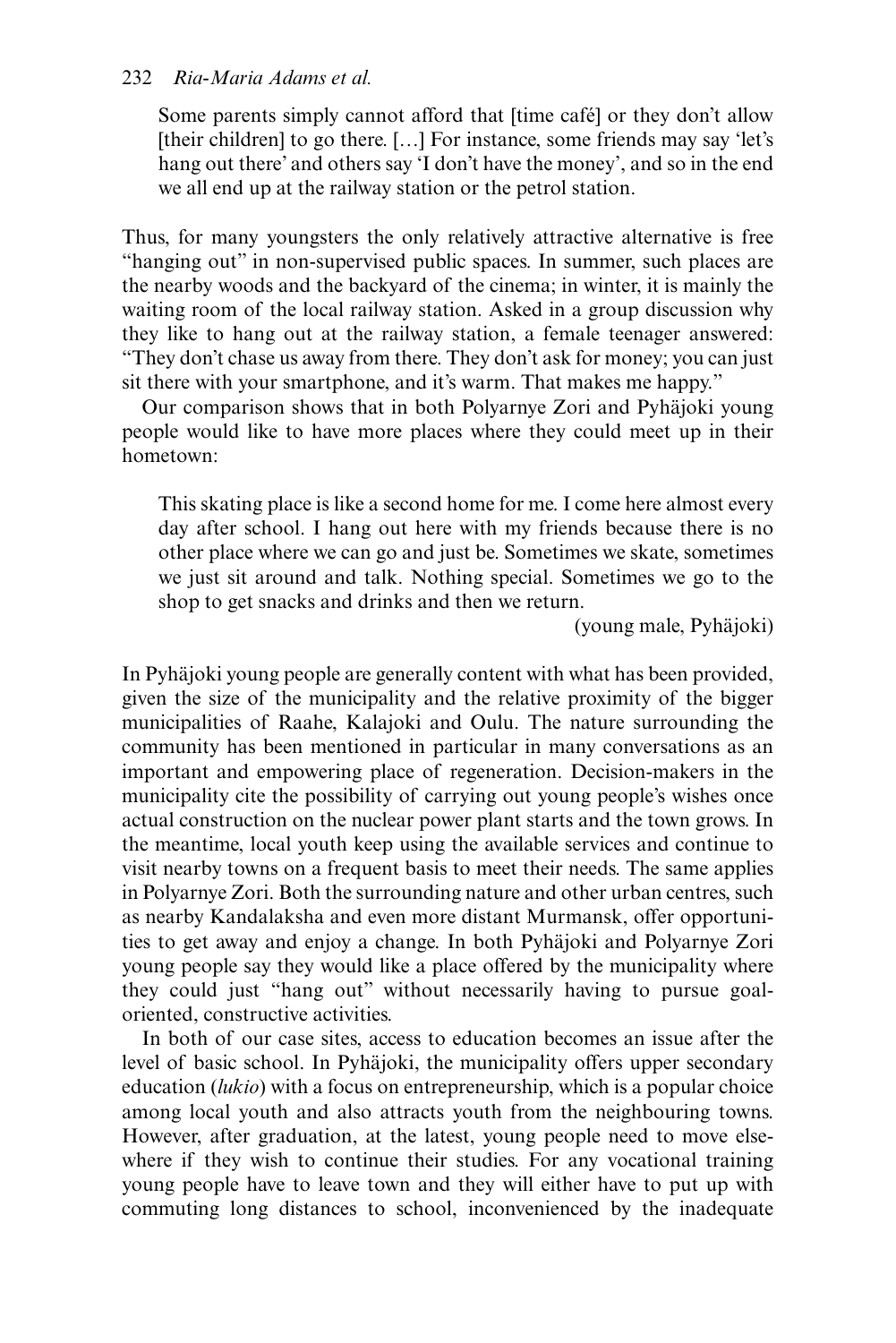> Some parents simply cannot afford that [time café] or they don't allow [their children] to go there. [...] For instance, some friends may say 'let's hang out there' and others say 'I don't have the money', and so in the end we all end up at the railway station or the petrol station.

Thus, for many youngsters the only relatively attractive alternative is free "hanging out" in non-supervised public spaces. In summer, such places are the nearby woods and the backyard of the cinema; in winter, it is mainly the waiting room of the local railway station. Asked in a group discussion why they like to hang out at the railway station, a female teenager answered: "They don't chase us away from there. They don't ask for money; you can just sit there with your smartphone, and it's warm. That makes me happy."

Our comparison shows that in both Polyarnye Zori and Pyhäjoki young people would like to have more places where they could meet up in their hometown:

> This skating place is like a second home for me. I come here almost every day after school. I hang out here with my friends because there is no other place where we can go and just be. Sometimes we skate, sometimes we just sit around and talk. Nothing special. Sometimes we go to the shop to get snacks and drinks and then we return.
>
> (young male, Pyhäjoki)

In Pyhäjoki young people are generally content with what has been provided, given the size of the municipality and the relative proximity of the bigger municipalities of Raahe, Kalajoki and Oulu. The nature surrounding the community has been mentioned in particular in many conversations as an important and empowering place of regeneration. Decision-makers in the municipality cite the possibility of carrying out young people's wishes once actual construction on the nuclear power plant starts and the town grows. In the meantime, local youth keep using the available services and continue to visit nearby towns on a frequent basis to meet their needs. The same applies in Polyarnye Zori. Both the surrounding nature and other urban centres, such as nearby Kandalaksha and even more distant Murmansk, offer opportunities to get away and enjoy a change. In both Pyhäjoki and Polyarnye Zori young people say they would like a place offered by the municipality where they could just "hang out" without necessarily having to pursue goal-oriented, constructive activities.

In both of our case sites, access to education becomes an issue after the level of basic school. In Pyhäjoki, the municipality offers upper secondary education (*lukio*) with a focus on entrepreneurship, which is a popular choice among local youth and also attracts youth from the neighbouring towns. However, after graduation, at the latest, young people need to move elsewhere if they wish to continue their studies. For any vocational training young people have to leave town and they will either have to put up with commuting long distances to school, inconvenienced by the inadequate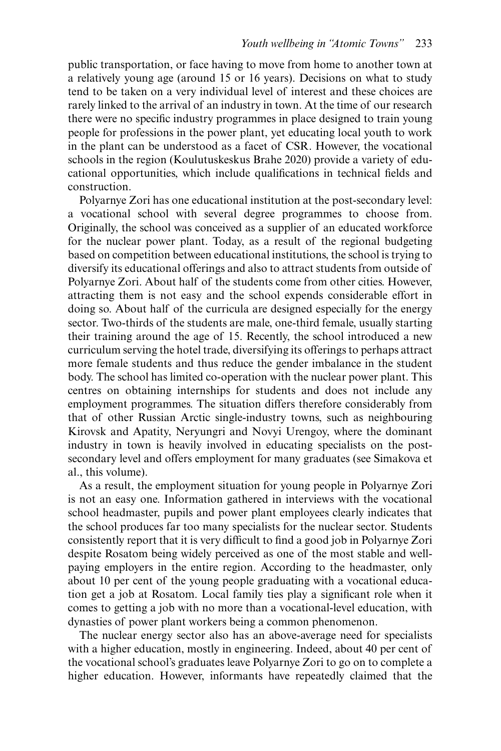public transportation, or face having to move from home to another town at a relatively young age (around 15 or 16 years). Decisions on what to study tend to be taken on a very individual level of interest and these choices are rarely linked to the arrival of an industry in town. At the time of our research there were no specific industry programmes in place designed to train young people for professions in the power plant, yet educating local youth to work in the plant can be understood as a facet of CSR. However, the vocational schools in the region (Koulutuskeskus Brahe 2020) provide a variety of educational opportunities, which include qualifications in technical fields and construction.

Polyarnye Zori has one educational institution at the post-secondary level: a vocational school with several degree programmes to choose from. Originally, the school was conceived as a supplier of an educated workforce for the nuclear power plant. Today, as a result of the regional budgeting based on competition between educational institutions, the school is trying to diversify its educational offerings and also to attract students from outside of Polyarnye Zori. About half of the students come from other cities. However, attracting them is not easy and the school expends considerable effort in doing so. About half of the curricula are designed especially for the energy sector. Two-thirds of the students are male, one-third female, usually starting their training around the age of 15. Recently, the school introduced a new curriculum serving the hotel trade, diversifying its offerings to perhaps attract more female students and thus reduce the gender imbalance in the student body. The school has limited co-operation with the nuclear power plant. This centres on obtaining internships for students and does not include any employment programmes. The situation differs therefore considerably from that of other Russian Arctic single-industry towns, such as neighbouring Kirovsk and Apatity, Neryungri and Novyi Urengoy, where the dominant industry in town is heavily involved in educating specialists on the post-secondary level and offers employment for many graduates (see Simakova et al., this volume).

As a result, the employment situation for young people in Polyarnye Zori is not an easy one. Information gathered in interviews with the vocational school headmaster, pupils and power plant employees clearly indicates that the school produces far too many specialists for the nuclear sector. Students consistently report that it is very difficult to find a good job in Polyarnye Zori despite Rosatom being widely perceived as one of the most stable and well-paying employers in the entire region. According to the headmaster, only about 10 per cent of the young people graduating with a vocational education get a job at Rosatom. Local family ties play a significant role when it comes to getting a job with no more than a vocational-level education, with dynasties of power plant workers being a common phenomenon.

The nuclear energy sector also has an above-average need for specialists with a higher education, mostly in engineering. Indeed, about 40 per cent of the vocational school's graduates leave Polyarnye Zori to go on to complete a higher education. However, informants have repeatedly claimed that the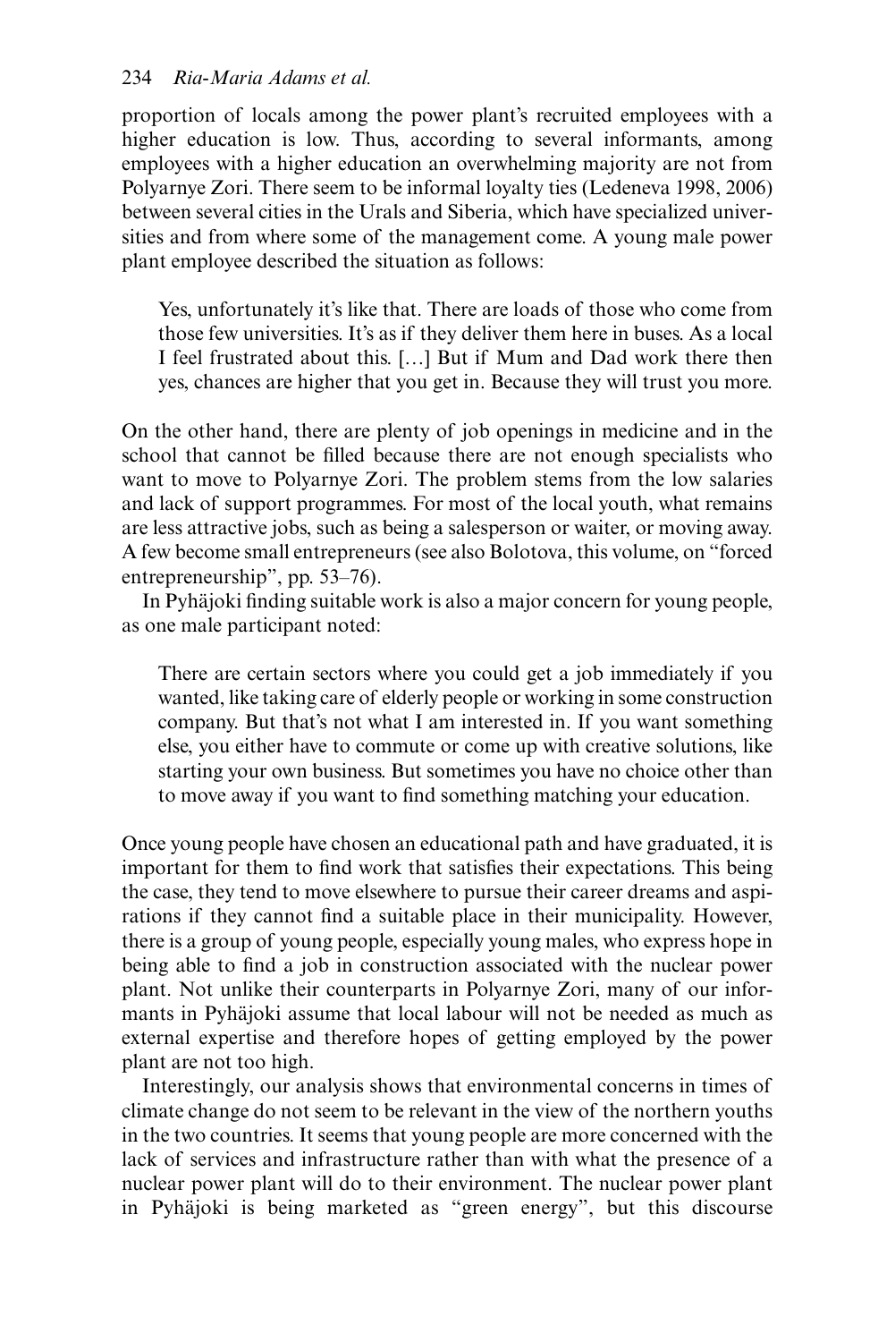proportion of locals among the power plant's recruited employees with a higher education is low. Thus, according to several informants, among employees with a higher education an overwhelming majority are not from Polyarnye Zori. There seem to be informal loyalty ties (Ledeneva 1998, 2006) between several cities in the Urals and Siberia, which have specialized universities and from where some of the management come. A young male power plant employee described the situation as follows:

> Yes, unfortunately it's like that. There are loads of those who come from those few universities. It's as if they deliver them here in buses. As a local I feel frustrated about this. […] But if Mum and Dad work there then yes, chances are higher that you get in. Because they will trust you more.

On the other hand, there are plenty of job openings in medicine and in the school that cannot be filled because there are not enough specialists who want to move to Polyarnye Zori. The problem stems from the low salaries and lack of support programmes. For most of the local youth, what remains are less attractive jobs, such as being a salesperson or waiter, or moving away. A few become small entrepreneurs (see also Bolotova, this volume, on "forced entrepreneurship", pp. 53–76).

In Pyhäjoki finding suitable work is also a major concern for young people, as one male participant noted:

> There are certain sectors where you could get a job immediately if you wanted, like taking care of elderly people or working in some construction company. But that's not what I am interested in. If you want something else, you either have to commute or come up with creative solutions, like starting your own business. But sometimes you have no choice other than to move away if you want to find something matching your education.

Once young people have chosen an educational path and have graduated, it is important for them to find work that satisfies their expectations. This being the case, they tend to move elsewhere to pursue their career dreams and aspirations if they cannot find a suitable place in their municipality. However, there is a group of young people, especially young males, who express hope in being able to find a job in construction associated with the nuclear power plant. Not unlike their counterparts in Polyarnye Zori, many of our informants in Pyhäjoki assume that local labour will not be needed as much as external expertise and therefore hopes of getting employed by the power plant are not too high.

Interestingly, our analysis shows that environmental concerns in times of climate change do not seem to be relevant in the view of the northern youths in the two countries. It seems that young people are more concerned with the lack of services and infrastructure rather than with what the presence of a nuclear power plant will do to their environment. The nuclear power plant in Pyhäjoki is being marketed as "green energy", but this discourse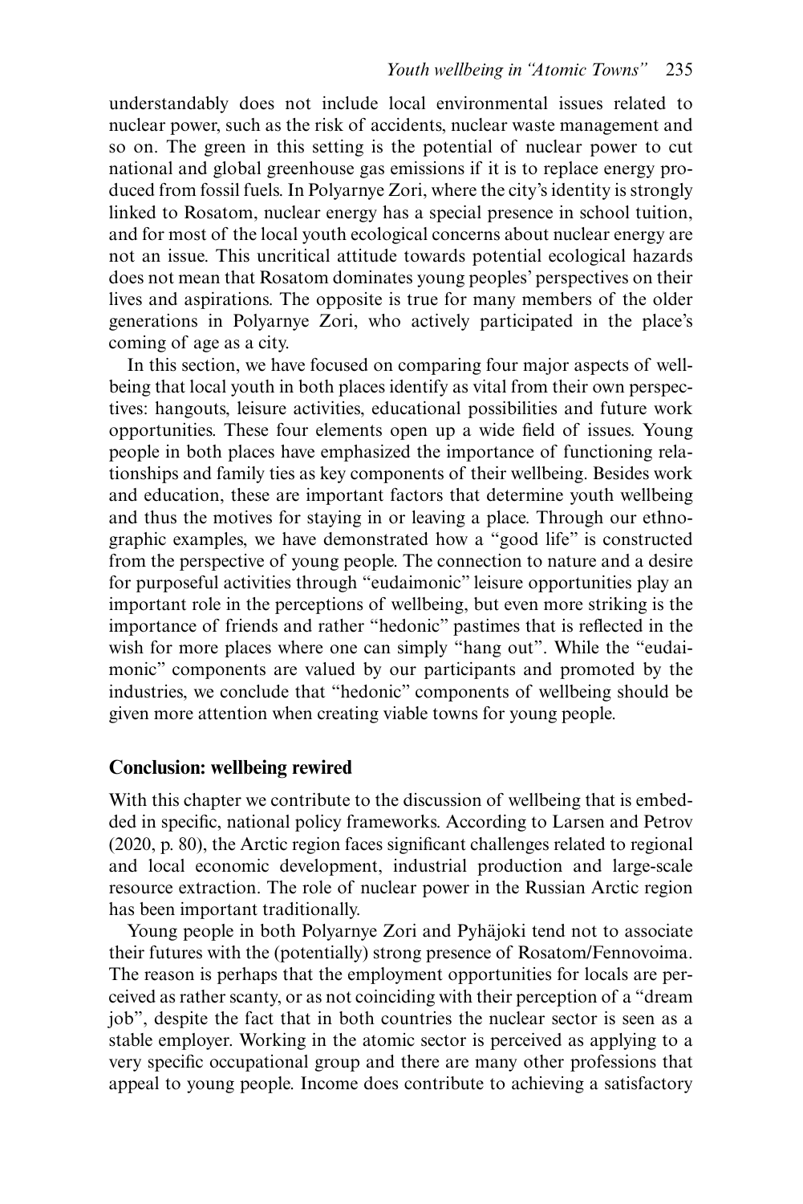understandably does not include local environmental issues related to nuclear power, such as the risk of accidents, nuclear waste management and so on. The green in this setting is the potential of nuclear power to cut national and global greenhouse gas emissions if it is to replace energy produced from fossil fuels. In Polyarnye Zori, where the city's identity is strongly linked to Rosatom, nuclear energy has a special presence in school tuition, and for most of the local youth ecological concerns about nuclear energy are not an issue. This uncritical attitude towards potential ecological hazards does not mean that Rosatom dominates young peoples' perspectives on their lives and aspirations. The opposite is true for many members of the older generations in Polyarnye Zori, who actively participated in the place's coming of age as a city.

In this section, we have focused on comparing four major aspects of wellbeing that local youth in both places identify as vital from their own perspectives: hangouts, leisure activities, educational possibilities and future work opportunities. These four elements open up a wide field of issues. Young people in both places have emphasized the importance of functioning relationships and family ties as key components of their wellbeing. Besides work and education, these are important factors that determine youth wellbeing and thus the motives for staying in or leaving a place. Through our ethnographic examples, we have demonstrated how a "good life" is constructed from the perspective of young people. The connection to nature and a desire for purposeful activities through "eudaimonic" leisure opportunities play an important role in the perceptions of wellbeing, but even more striking is the importance of friends and rather "hedonic" pastimes that is reflected in the wish for more places where one can simply "hang out". While the "eudaimonic" components are valued by our participants and promoted by the industries, we conclude that "hedonic" components of wellbeing should be given more attention when creating viable towns for young people.

## Conclusion: wellbeing rewired

With this chapter we contribute to the discussion of wellbeing that is embedded in specific, national policy frameworks. According to Larsen and Petrov (2020, p. 80), the Arctic region faces significant challenges related to regional and local economic development, industrial production and large-scale resource extraction. The role of nuclear power in the Russian Arctic region has been important traditionally.

Young people in both Polyarnye Zori and Pyhäjoki tend not to associate their futures with the (potentially) strong presence of Rosatom/Fennovoima. The reason is perhaps that the employment opportunities for locals are perceived as rather scanty, or as not coinciding with their perception of a "dream job", despite the fact that in both countries the nuclear sector is seen as a stable employer. Working in the atomic sector is perceived as applying to a very specific occupational group and there are many other professions that appeal to young people. Income does contribute to achieving a satisfactory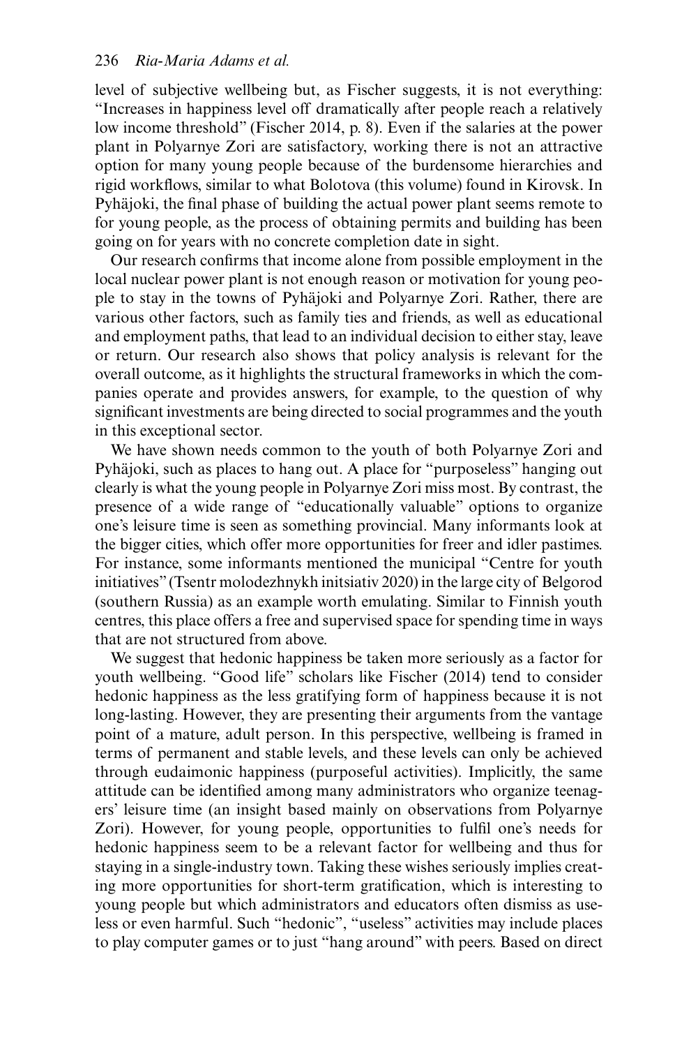level of subjective wellbeing but, as Fischer suggests, it is not everything: "Increases in happiness level off dramatically after people reach a relatively low income threshold" (Fischer 2014, p. 8). Even if the salaries at the power plant in Polyarnye Zori are satisfactory, working there is not an attractive option for many young people because of the burdensome hierarchies and rigid workflows, similar to what Bolotova (this volume) found in Kirovsk. In Pyhäjoki, the final phase of building the actual power plant seems remote to for young people, as the process of obtaining permits and building has been going on for years with no concrete completion date in sight.

Our research confirms that income alone from possible employment in the local nuclear power plant is not enough reason or motivation for young people to stay in the towns of Pyhäjoki and Polyarnye Zori. Rather, there are various other factors, such as family ties and friends, as well as educational and employment paths, that lead to an individual decision to either stay, leave or return. Our research also shows that policy analysis is relevant for the overall outcome, as it highlights the structural frameworks in which the companies operate and provides answers, for example, to the question of why significant investments are being directed to social programmes and the youth in this exceptional sector.

We have shown needs common to the youth of both Polyarnye Zori and Pyhäjoki, such as places to hang out. A place for "purposeless" hanging out clearly is what the young people in Polyarnye Zori miss most. By contrast, the presence of a wide range of "educationally valuable" options to organize one's leisure time is seen as something provincial. Many informants look at the bigger cities, which offer more opportunities for freer and idler pastimes. For instance, some informants mentioned the municipal "Centre for youth initiatives" (Tsentr molodezhnykh initsiativ 2020) in the large city of Belgorod (southern Russia) as an example worth emulating. Similar to Finnish youth centres, this place offers a free and supervised space for spending time in ways that are not structured from above.

We suggest that hedonic happiness be taken more seriously as a factor for youth wellbeing. "Good life" scholars like Fischer (2014) tend to consider hedonic happiness as the less gratifying form of happiness because it is not long-lasting. However, they are presenting their arguments from the vantage point of a mature, adult person. In this perspective, wellbeing is framed in terms of permanent and stable levels, and these levels can only be achieved through eudaimonic happiness (purposeful activities). Implicitly, the same attitude can be identified among many administrators who organize teenagers' leisure time (an insight based mainly on observations from Polyarnye Zori). However, for young people, opportunities to fulfil one's needs for hedonic happiness seem to be a relevant factor for wellbeing and thus for staying in a single-industry town. Taking these wishes seriously implies creating more opportunities for short-term gratification, which is interesting to young people but which administrators and educators often dismiss as useless or even harmful. Such "hedonic", "useless" activities may include places to play computer games or to just "hang around" with peers. Based on direct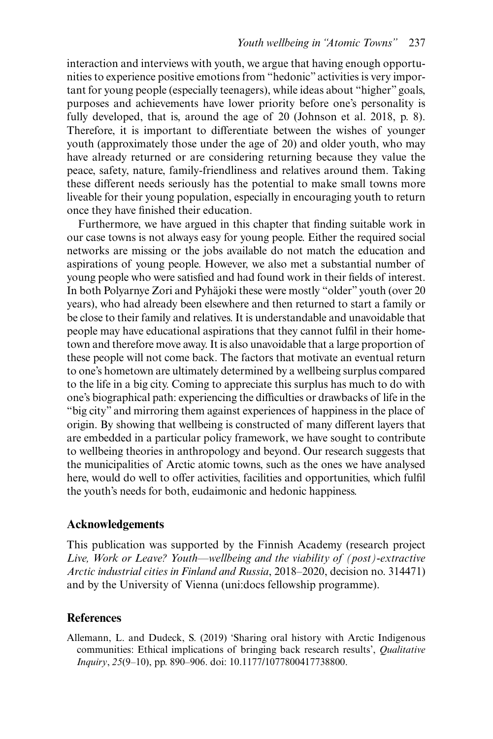interaction and interviews with youth, we argue that having enough opportunities to experience positive emotions from "hedonic" activities is very important for young people (especially teenagers), while ideas about "higher" goals, purposes and achievements have lower priority before one's personality is fully developed, that is, around the age of 20 (Johnson et al. 2018, p. 8). Therefore, it is important to differentiate between the wishes of younger youth (approximately those under the age of 20) and older youth, who may have already returned or are considering returning because they value the peace, safety, nature, family-friendliness and relatives around them. Taking these different needs seriously has the potential to make small towns more liveable for their young population, especially in encouraging youth to return once they have finished their education.

Furthermore, we have argued in this chapter that finding suitable work in our case towns is not always easy for young people. Either the required social networks are missing or the jobs available do not match the education and aspirations of young people. However, we also met a substantial number of young people who were satisfied and had found work in their fields of interest. In both Polyarnye Zori and Pyhäjoki these were mostly "older" youth (over 20 years), who had already been elsewhere and then returned to start a family or be close to their family and relatives. It is understandable and unavoidable that people may have educational aspirations that they cannot fulfil in their hometown and therefore move away. It is also unavoidable that a large proportion of these people will not come back. The factors that motivate an eventual return to one's hometown are ultimately determined by a wellbeing surplus compared to the life in a big city. Coming to appreciate this surplus has much to do with one's biographical path: experiencing the difficulties or drawbacks of life in the "big city" and mirroring them against experiences of happiness in the place of origin. By showing that wellbeing is constructed of many different layers that are embedded in a particular policy framework, we have sought to contribute to wellbeing theories in anthropology and beyond. Our research suggests that the municipalities of Arctic atomic towns, such as the ones we have analysed here, would do well to offer activities, facilities and opportunities, which fulfil the youth's needs for both, eudaimonic and hedonic happiness.

## Acknowledgements

This publication was supported by the Finnish Academy (research project *Live, Work or Leave? Youth—wellbeing and the viability of (post)-extractive Arctic industrial cities in Finland and Russia*, 2018–2020, decision no. 314471) and by the University of Vienna (uni:docs fellowship programme).

## References

Allemann, L. and Dudeck, S. (2019) 'Sharing oral history with Arctic Indigenous communities: Ethical implications of bringing back research results', *Qualitative Inquiry*, *25*(9–10), pp. 890–906. doi: 10.1177/1077800417738800.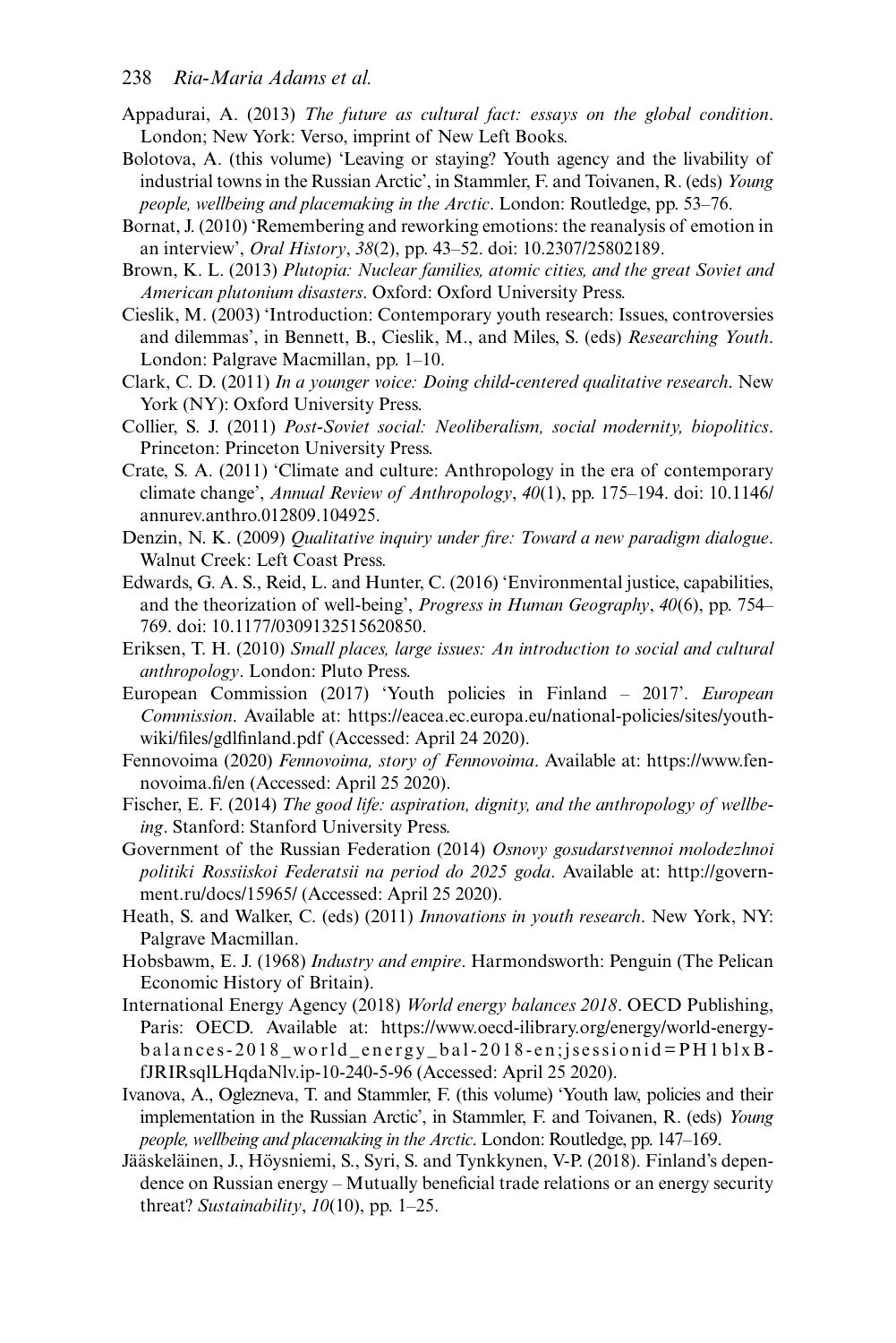Appadurai, A. (2013) *The future as cultural fact: essays on the global condition*. London; New York: Verso, imprint of New Left Books.

Bolotova, A. (this volume) 'Leaving or staying? Youth agency and the livability of industrial towns in the Russian Arctic', in Stammler, F. and Toivanen, R. (eds) *Young people, wellbeing and placemaking in the Arctic*. London: Routledge, pp. 53–76.

Bornat, J. (2010) 'Remembering and reworking emotions: the reanalysis of emotion in an interview', *Oral History*, *38*(2), pp. 43–52. doi: 10.2307/25802189.

Brown, K. L. (2013) *Plutopia: Nuclear families, atomic cities, and the great Soviet and American plutonium disasters*. Oxford: Oxford University Press.

Cieslik, M. (2003) 'Introduction: Contemporary youth research: Issues, controversies and dilemmas', in Bennett, B., Cieslik, M., and Miles, S. (eds) *Researching Youth*. London: Palgrave Macmillan, pp. 1–10.

Clark, C. D. (2011) *In a younger voice: Doing child-centered qualitative research*. New York (NY): Oxford University Press.

Collier, S. J. (2011) *Post-Soviet social: Neoliberalism, social modernity, biopolitics*. Princeton: Princeton University Press.

Crate, S. A. (2011) 'Climate and culture: Anthropology in the era of contemporary climate change', *Annual Review of Anthropology*, *40*(1), pp. 175–194. doi: 10.1146/annurev.anthro.012809.104925.

Denzin, N. K. (2009) *Qualitative inquiry under fire: Toward a new paradigm dialogue*. Walnut Creek: Left Coast Press.

Edwards, G. A. S., Reid, L. and Hunter, C. (2016) 'Environmental justice, capabilities, and the theorization of well-being', *Progress in Human Geography*, *40*(6), pp. 754–769. doi: 10.1177/0309132515620850.

Eriksen, T. H. (2010) *Small places, large issues: An introduction to social and cultural anthropology*. London: Pluto Press.

European Commission (2017) 'Youth policies in Finland – 2017'. *European Commission*. Available at: https://eacea.ec.europa.eu/national-policies/sites/youthwiki/files/gdlfinland.pdf (Accessed: April 24 2020).

Fennovoima (2020) *Fennovoima, story of Fennovoima*. Available at: https://www.fennovoima.fi/en (Accessed: April 25 2020).

Fischer, E. F. (2014) *The good life: aspiration, dignity, and the anthropology of wellbeing*. Stanford: Stanford University Press.

Government of the Russian Federation (2014) *Osnovy gosudarstvennoi molodezhnoi politiki Rossiiskoi Federatsii na period do 2025 goda*. Available at: http://government.ru/docs/15965/ (Accessed: April 25 2020).

Heath, S. and Walker, C. (eds) (2011) *Innovations in youth research*. New York, NY: Palgrave Macmillan.

Hobsbawm, E. J. (1968) *Industry and empire*. Harmondsworth: Penguin (The Pelican Economic History of Britain).

International Energy Agency (2018) *World energy balances 2018*. OECD Publishing, Paris: OECD. Available at: https://www.oecd-ilibrary.org/energy/world-energy-balances-2018_world_energy_bal-2018-en;jsessionid=PH1blxBfJRIRsqlLHqdaNlv.ip-10-240-5-96 (Accessed: April 25 2020).

Ivanova, A., Oglezneva, T. and Stammler, F. (this volume) 'Youth law, policies and their implementation in the Russian Arctic', in Stammler, F. and Toivanen, R. (eds) *Young people, wellbeing and placemaking in the Arctic*. London: Routledge, pp. 147–169.

Jääskeläinen, J., Höysniemi, S., Syri, S. and Tynkkynen, V-P. (2018). Finland's dependence on Russian energy – Mutually beneficial trade relations or an energy security threat? *Sustainability*, *10*(10), pp. 1–25.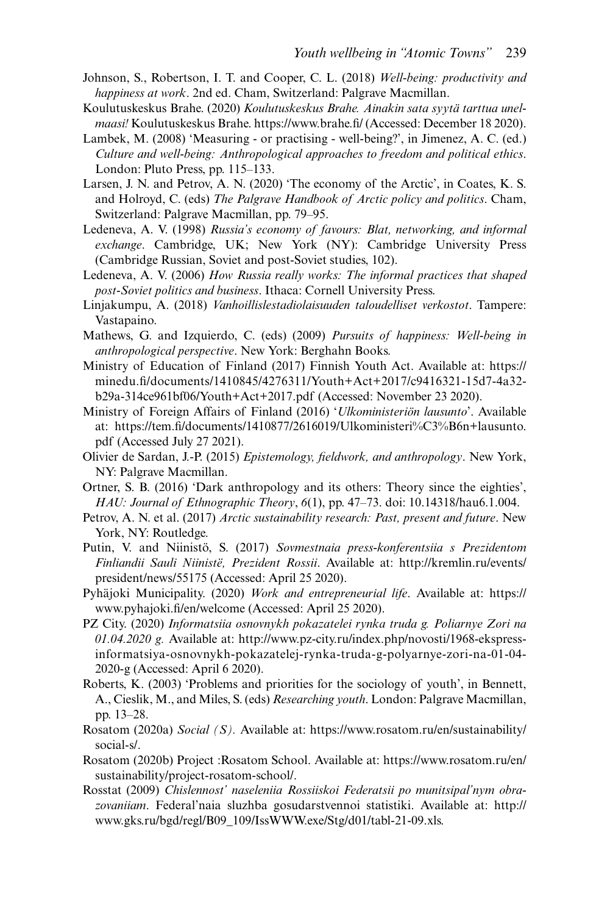Johnson, S., Robertson, I. T. and Cooper, C. L. (2018) *Well-being: productivity and happiness at work*. 2nd ed. Cham, Switzerland: Palgrave Macmillan.

Koulutuskeskus Brahe. (2020) *Koulutuskeskus Brahe. Ainakin sata syytä tarttua unelmaasi!* Koulutuskeskus Brahe. https://www.brahe.fi/ (Accessed: December 18 2020).

Lambek, M. (2008) 'Measuring - or practising - well-being?', in Jimenez, A. C. (ed.) *Culture and well-being: Anthropological approaches to freedom and political ethics*. London: Pluto Press, pp. 115–133.

Larsen, J. N. and Petrov, A. N. (2020) 'The economy of the Arctic', in Coates, K. S. and Holroyd, C. (eds) *The Palgrave Handbook of Arctic policy and politics*. Cham, Switzerland: Palgrave Macmillan, pp. 79–95.

Ledeneva, A. V. (1998) *Russia's economy of favours: Blat, networking, and informal exchange*. Cambridge, UK; New York (NY): Cambridge University Press (Cambridge Russian, Soviet and post-Soviet studies, 102).

Ledeneva, A. V. (2006) *How Russia really works: The informal practices that shaped post-Soviet politics and business*. Ithaca: Cornell University Press.

Linjakumpu, A. (2018) *Vanhoillislestadiolaisuuden taloudelliset verkostot*. Tampere: Vastapaino.

Mathews, G. and Izquierdo, C. (eds) (2009) *Pursuits of happiness: Well-being in anthropological perspective*. New York: Berghahn Books.

Ministry of Education of Finland (2017) Finnish Youth Act. Available at: https://minedu.fi/documents/1410845/4276311/Youth+Act+2017/c9416321-15d7-4a32-b29a-314ce961bf06/Youth+Act+2017.pdf (Accessed: November 23 2020).

Ministry of Foreign Affairs of Finland (2016) '*Ulkoministeriön lausunto*'. Available at: https://tem.fi/documents/1410877/2616019/Ulkoministeri%C3%B6n+lausunto.pdf (Accessed July 27 2021).

Olivier de Sardan, J.-P. (2015) *Epistemology, fieldwork, and anthropology*. New York, NY: Palgrave Macmillan.

Ortner, S. B. (2016) 'Dark anthropology and its others: Theory since the eighties', *HAU: Journal of Ethnographic Theory*, *6*(1), pp. 47–73. doi: 10.14318/hau6.1.004.

Petrov, A. N. et al. (2017) *Arctic sustainability research: Past, present and future*. New York, NY: Routledge.

Putin, V. and Niinistö, S. (2017) *Sovmestnaia press-konferentsiia s Prezidentom Finliandii Sauli Niinistë, Prezident Rossii*. Available at: http://kremlin.ru/events/president/news/55175 (Accessed: April 25 2020).

Pyhäjoki Municipality. (2020) *Work and entrepreneurial life*. Available at: https://www.pyhajoki.fi/en/welcome (Accessed: April 25 2020).

PZ City. (2020) *Informatsiia osnovnykh pokazatelei rynka truda g. Poliarnye Zori na 01.04.2020 g.* Available at: http://www.pz-city.ru/index.php/novosti/1968-ekspress-informatsiya-osnovnykh-pokazatelej-rynka-truda-g-polyarnye-zori-na-01-04-2020-g (Accessed: April 6 2020).

Roberts, K. (2003) 'Problems and priorities for the sociology of youth', in Bennett, A., Cieslik, M., and Miles, S. (eds) *Researching youth*. London: Palgrave Macmillan, pp. 13–28.

Rosatom (2020a) *Social (S)*. Available at: https://www.rosatom.ru/en/sustainability/social-s/.

Rosatom (2020b) Project :Rosatom School. Available at: https://www.rosatom.ru/en/sustainability/project-rosatom-school/.

Rosstat (2009) *Chislennost' naseleniia Rossiiskoi Federatsii po munitsipal'nym obrazovaniiam*. Federal'naia sluzhba gosudarstvennoi statistiki. Available at: http://www.gks.ru/bgd/regl/B09_109/IssWWW.exe/Stg/d01/tabl-21-09.xls.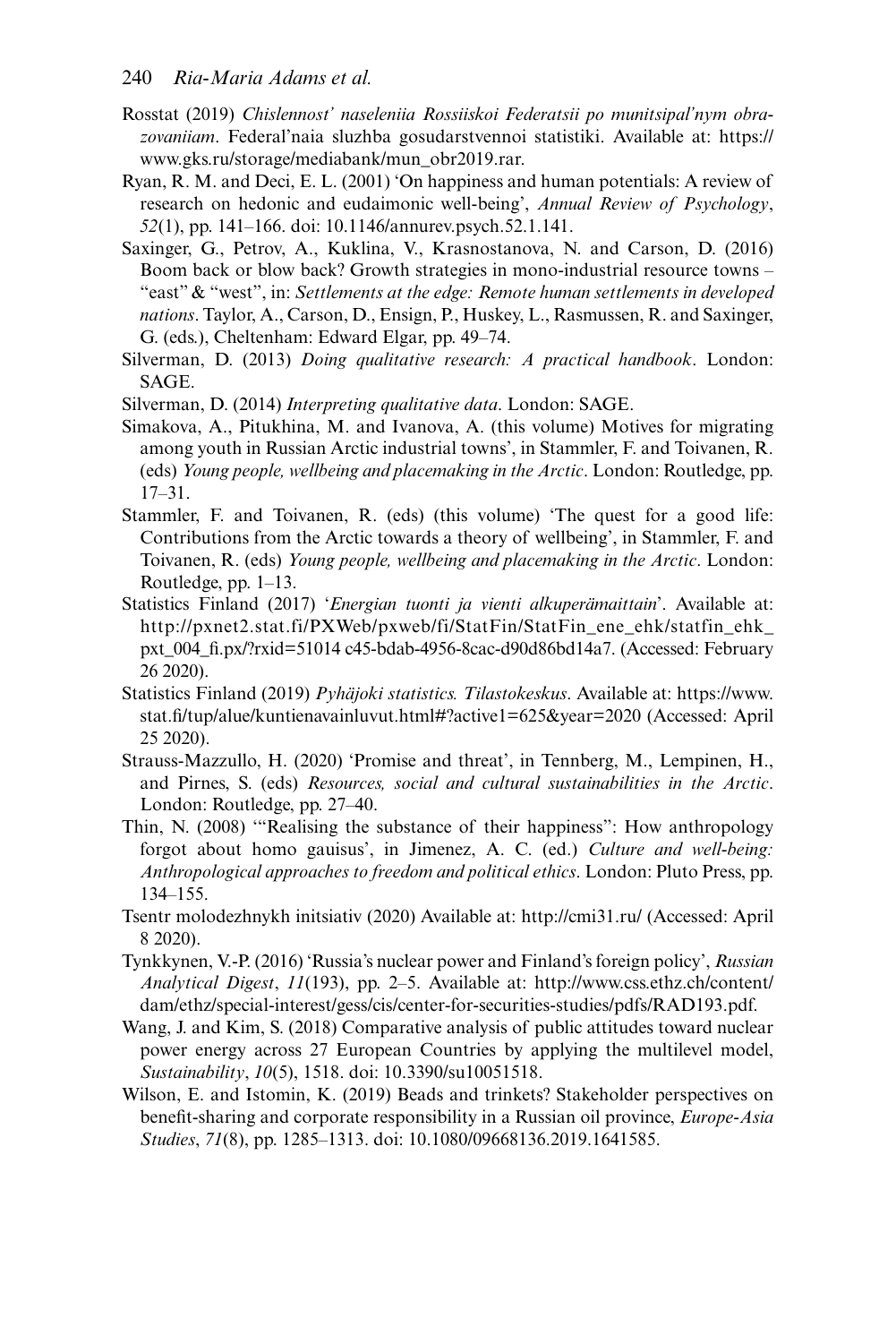Rosstat (2019) *Chislennost' naseleniia Rossiiskoi Federatsii po munitsipal'nym obrazovaniiam*. Federal'naia sluzhba gosudarstvennoi statistiki. Available at: https://www.gks.ru/storage/mediabank/mun_obr2019.rar.

Ryan, R. M. and Deci, E. L. (2001) 'On happiness and human potentials: A review of research on hedonic and eudaimonic well-being', *Annual Review of Psychology*, *52*(1), pp. 141–166. doi: 10.1146/annurev.psych.52.1.141.

Saxinger, G., Petrov, A., Kuklina, V., Krasnostanova, N. and Carson, D. (2016) Boom back or blow back? Growth strategies in mono-industrial resource towns – "east" & "west", in: *Settlements at the edge: Remote human settlements in developed nations*. Taylor, A., Carson, D., Ensign, P., Huskey, L., Rasmussen, R. and Saxinger, G. (eds.), Cheltenham: Edward Elgar, pp. 49–74.

Silverman, D. (2013) *Doing qualitative research: A practical handbook*. London: SAGE.

Silverman, D. (2014) *Interpreting qualitative data*. London: SAGE.

Simakova, A., Pitukhina, M. and Ivanova, A. (this volume) Motives for migrating among youth in Russian Arctic industrial towns', in Stammler, F. and Toivanen, R. (eds) *Young people, wellbeing and placemaking in the Arctic*. London: Routledge, pp. 17–31.

Stammler, F. and Toivanen, R. (eds) (this volume) 'The quest for a good life: Contributions from the Arctic towards a theory of wellbeing', in Stammler, F. and Toivanen, R. (eds) *Young people, wellbeing and placemaking in the Arctic*. London: Routledge, pp. 1–13.

Statistics Finland (2017) '*Energian tuonti ja vienti alkuperämaittain*'. Available at: http://pxnet2.stat.fi/PXWeb/pxweb/fi/StatFin/StatFin_ene_ehk/statfin_ehk_pxt_004_fi.px/?rxid=51014 c45-bdab-4956-8cac-d90d86bd14a7. (Accessed: February 26 2020).

Statistics Finland (2019) *Pyhäjoki statistics. Tilastokeskus*. Available at: https://www.stat.fi/tup/alue/kuntienavainluvut.html#?active1=625&year=2020 (Accessed: April 25 2020).

Strauss-Mazzullo, H. (2020) 'Promise and threat', in Tennberg, M., Lempinen, H., and Pirnes, S. (eds) *Resources, social and cultural sustainabilities in the Arctic*. London: Routledge, pp. 27–40.

Thin, N. (2008) '"Realising the substance of their happiness": How anthropology forgot about homo gauisus', in Jimenez, A. C. (ed.) *Culture and well-being: Anthropological approaches to freedom and political ethics*. London: Pluto Press, pp. 134–155.

Tsentr molodezhnykh initsiativ (2020) Available at: http://cmi31.ru/ (Accessed: April 8 2020).

Tynkkynen, V.-P. (2016) 'Russia's nuclear power and Finland's foreign policy', *Russian Analytical Digest*, *11*(193), pp. 2–5. Available at: http://www.css.ethz.ch/content/dam/ethz/special-interest/gess/cis/center-for-securities-studies/pdfs/RAD193.pdf.

Wang, J. and Kim, S. (2018) Comparative analysis of public attitudes toward nuclear power energy across 27 European Countries by applying the multilevel model, *Sustainability*, *10*(5), 1518. doi: 10.3390/su10051518.

Wilson, E. and Istomin, K. (2019) Beads and trinkets? Stakeholder perspectives on benefit-sharing and corporate responsibility in a Russian oil province, *Europe-Asia Studies*, *71*(8), pp. 1285–1313. doi: 10.1080/09668136.2019.1641585.